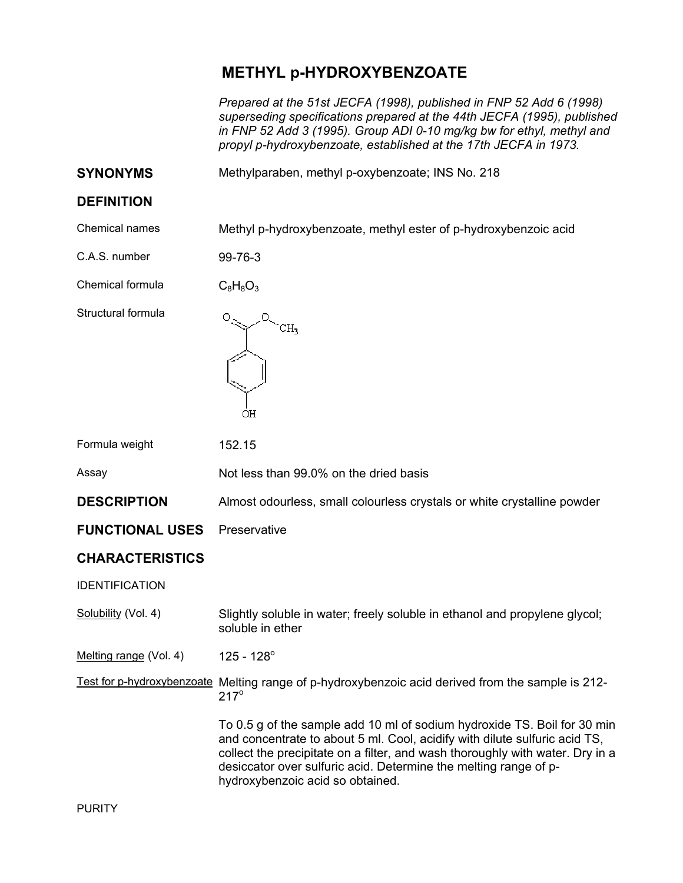# METHYL p-HYDROXYBENZOATE

*Prepared at the 51st JECFA (1998), published in FNP 52 Add 6 (1998) superseding specifications prepared at the 44th JECFA (1995), published in FNP 52 Add 3 (1995). Group ADI 0-10 mg/kg bw for ethyl, methyl and propyl p-hydroxybenzoate, established at the 17th JECFA in 1973.*

## SYNONYMS

Methylparaben, methyl p-oxybenzoate; INS No. 218

## DEFINITION

**Chemical names:** Methyl p-hydroxybenzoate, methyl ester of p-hydroxybenzoic acid

**C.A.S. number:** 99-76-3

**Chemical formula:** $C_8H_8O_3$

**Structural formula:**

**Formula weight:** 152.15

**Assay:** Not less than 99.0% on the dried basis

## DESCRIPTION

Almost odourless, small colourless crystals or white crystalline powder

## FUNCTIONAL USES

Preservative

## CHARACTERISTICS

### IDENTIFICATION

Solubility (Vol. 4): Slightly soluble in water; freely soluble in ethanol and propylene glycol; soluble in ether

Melting range (Vol. 4): 125 - 128°

Test for p-hydroxybenzoate: Melting range of p-hydroxybenzoic acid derived from the sample is 212-217°

To 0.5 g of the sample add 10 ml of sodium hydroxide TS. Boil for 30 min and concentrate to about 5 ml. Cool, acidify with dilute sulfuric acid TS, collect the precipitate on a filter, and wash thoroughly with water. Dry in a desiccator over sulfuric acid. Determine the melting range of p-hydroxybenzoic acid so obtained.

### PURITY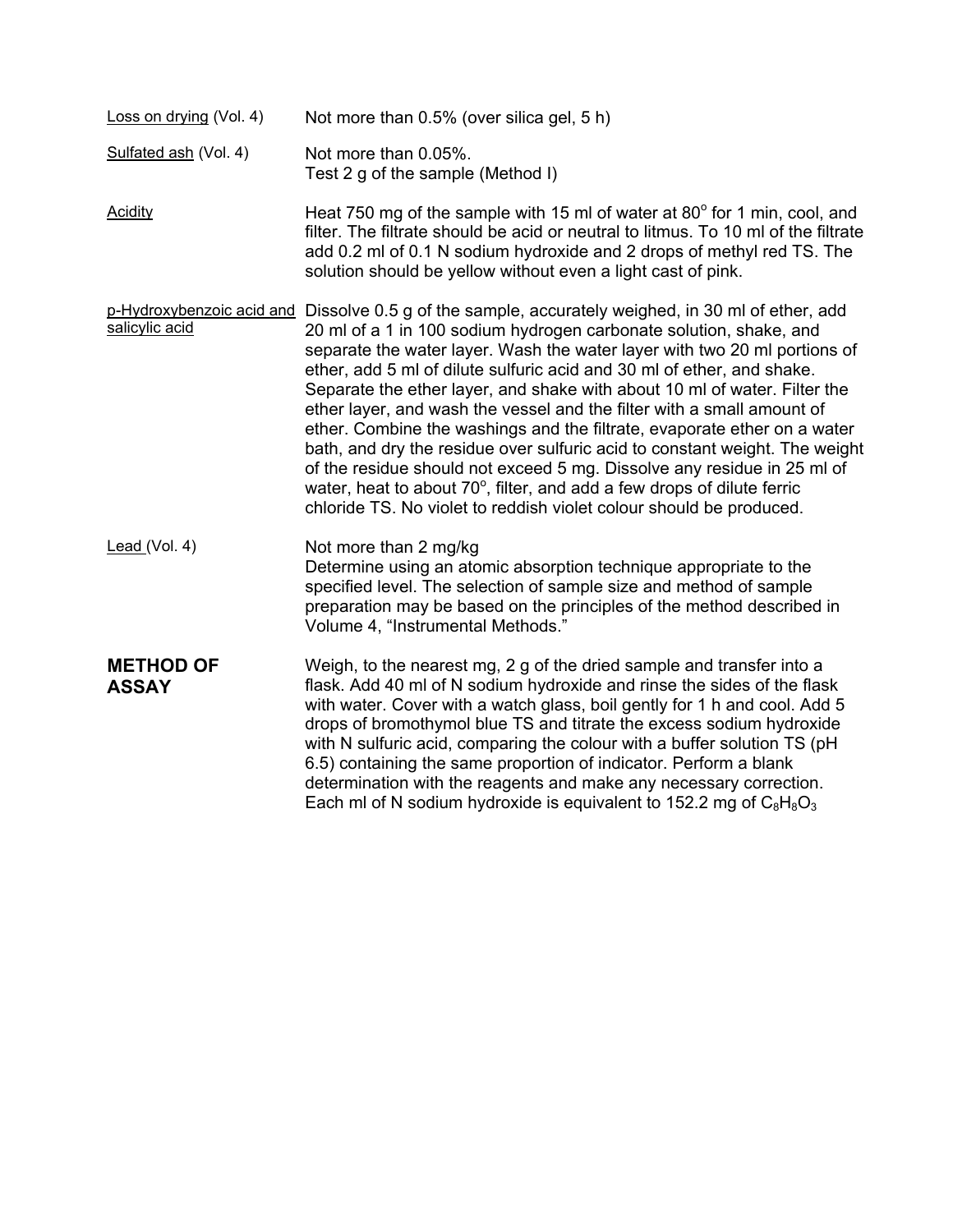**Loss on drying** (Vol. 4): Not more than 0.5% (over silica gel, 5 h)

**Sulfated ash** (Vol. 4): Not more than 0.05%.
Test 2 g of the sample (Method I)

**Acidity**: Heat 750 mg of the sample with 15 ml of water at 80° for 1 min, cool, and filter. The filtrate should be acid or neutral to litmus. To 10 ml of the filtrate add 0.2 ml of 0.1 N sodium hydroxide and 2 drops of methyl red TS. The solution should be yellow without even a light cast of pink.

**p-Hydroxybenzoic acid and salicylic acid**: Dissolve 0.5 g of the sample, accurately weighed, in 30 ml of ether, add 20 ml of a 1 in 100 sodium hydrogen carbonate solution, shake, and separate the water layer. Wash the water layer with two 20 ml portions of ether, add 5 ml of dilute sulfuric acid and 30 ml of ether, and shake. Separate the ether layer, and shake with about 10 ml of water. Filter the ether layer, and wash the vessel and the filter with a small amount of ether. Combine the washings and the filtrate, evaporate ether on a water bath, and dry the residue over sulfuric acid to constant weight. The weight of the residue should not exceed 5 mg. Dissolve any residue in 25 ml of water, heat to about 70°, filter, and add a few drops of dilute ferric chloride TS. No violet to reddish violet colour should be produced.

**Lead** (Vol. 4): Not more than 2 mg/kg
Determine using an atomic absorption technique appropriate to the specified level. The selection of sample size and method of sample preparation may be based on the principles of the method described in Volume 4, "Instrumental Methods."

## METHOD OF ASSAY

Weigh, to the nearest mg, 2 g of the dried sample and transfer into a flask. Add 40 ml of N sodium hydroxide and rinse the sides of the flask with water. Cover with a watch glass, boil gently for 1 h and cool. Add 5 drops of bromothymol blue TS and titrate the excess sodium hydroxide with N sulfuric acid, comparing the colour with a buffer solution TS (pH 6.5) containing the same proportion of indicator. Perform a blank determination with the reagents and make any necessary correction. Each ml of N sodium hydroxide is equivalent to 152.2 mg of $C_8H_8O_3$